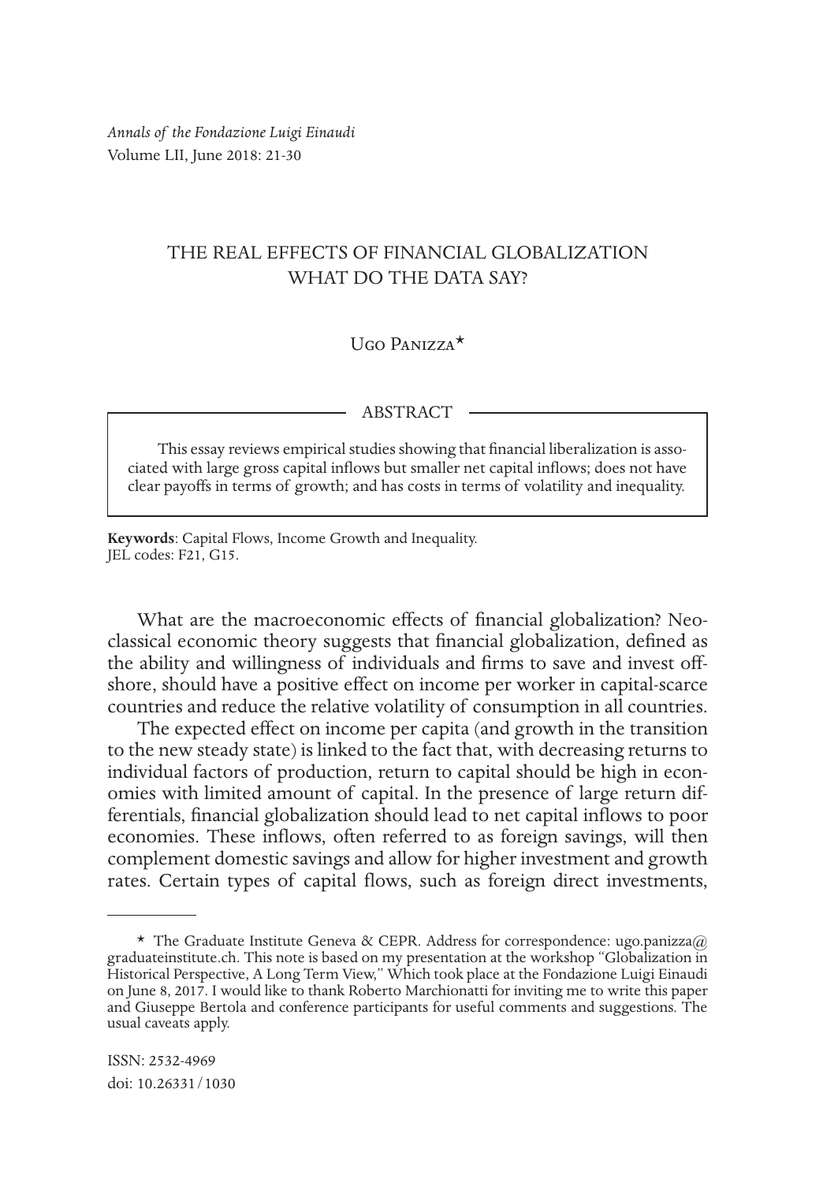# THE REAL EFFECTS OF FINANCIAL GLOBALIZATION WHAT DO THE DATA SAY?

Ugo Panizza*

## ABSTRACT

This essay reviews empirical studies showing that financial liberalization is associated with large gross capital inflows but smaller net capital inflows; does not have clear payoffs in terms of growth; and has costs in terms of volatility and inequality.

**Keywords**: Capital Flows, Income Growth and Inequality.
JEL codes: F21, G15.

What are the macroeconomic effects of financial globalization? Neoclassical economic theory suggests that financial globalization, defined as the ability and willingness of individuals and firms to save and invest offshore, should have a positive effect on income per worker in capital-scarce countries and reduce the relative volatility of consumption in all countries.

The expected effect on income per capita (and growth in the transition to the new steady state) is linked to the fact that, with decreasing returns to individual factors of production, return to capital should be high in economies with limited amount of capital. In the presence of large return differentials, financial globalization should lead to net capital inflows to poor economies. These inflows, often referred to as foreign savings, will then complement domestic savings and allow for higher investment and growth rates. Certain types of capital flows, such as foreign direct investments,

---

* The Graduate Institute Geneva & CEPR. Address for correspondence: ugo.panizza@graduateinstitute.ch. This note is based on my presentation at the workshop "Globalization in Historical Perspective, A Long Term View," Which took place at the Fondazione Luigi Einaudi on June 8, 2017. I would like to thank Roberto Marchionatti for inviting me to write this paper and Giuseppe Bertola and conference participants for useful comments and suggestions. The usual caveats apply.

ISSN: 2532-4969
doi: 10.26331/1030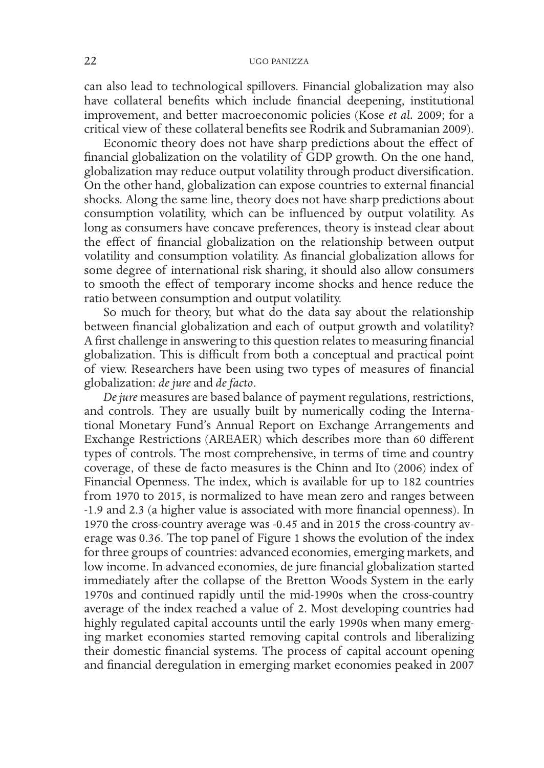can also lead to technological spillovers. Financial globalization may also have collateral benefits which include financial deepening, institutional improvement, and better macroeconomic policies (Kose *et al.* 2009; for a critical view of these collateral benefits see Rodrik and Subramanian 2009).

Economic theory does not have sharp predictions about the effect of financial globalization on the volatility of GDP growth. On the one hand, globalization may reduce output volatility through product diversification. On the other hand, globalization can expose countries to external financial shocks. Along the same line, theory does not have sharp predictions about consumption volatility, which can be influenced by output volatility. As long as consumers have concave preferences, theory is instead clear about the effect of financial globalization on the relationship between output volatility and consumption volatility. As financial globalization allows for some degree of international risk sharing, it should also allow consumers to smooth the effect of temporary income shocks and hence reduce the ratio between consumption and output volatility.

So much for theory, but what do the data say about the relationship between financial globalization and each of output growth and volatility? A first challenge in answering to this question relates to measuring financial globalization. This is difficult from both a conceptual and practical point of view. Researchers have been using two types of measures of financial globalization: *de jure* and *de facto*.

*De jure* measures are based balance of payment regulations, restrictions, and controls. They are usually built by numerically coding the International Monetary Fund's Annual Report on Exchange Arrangements and Exchange Restrictions (AREAER) which describes more than 60 different types of controls. The most comprehensive, in terms of time and country coverage, of these de facto measures is the Chinn and Ito (2006) index of Financial Openness. The index, which is available for up to 182 countries from 1970 to 2015, is normalized to have mean zero and ranges between -1.9 and 2.3 (a higher value is associated with more financial openness). In 1970 the cross-country average was -0.45 and in 2015 the cross-country average was 0.36. The top panel of Figure 1 shows the evolution of the index for three groups of countries: advanced economies, emerging markets, and low income. In advanced economies, de jure financial globalization started immediately after the collapse of the Bretton Woods System in the early 1970s and continued rapidly until the mid-1990s when the cross-country average of the index reached a value of 2. Most developing countries had highly regulated capital accounts until the early 1990s when many emerging market economies started removing capital controls and liberalizing their domestic financial systems. The process of capital account opening and financial deregulation in emerging market economies peaked in 2007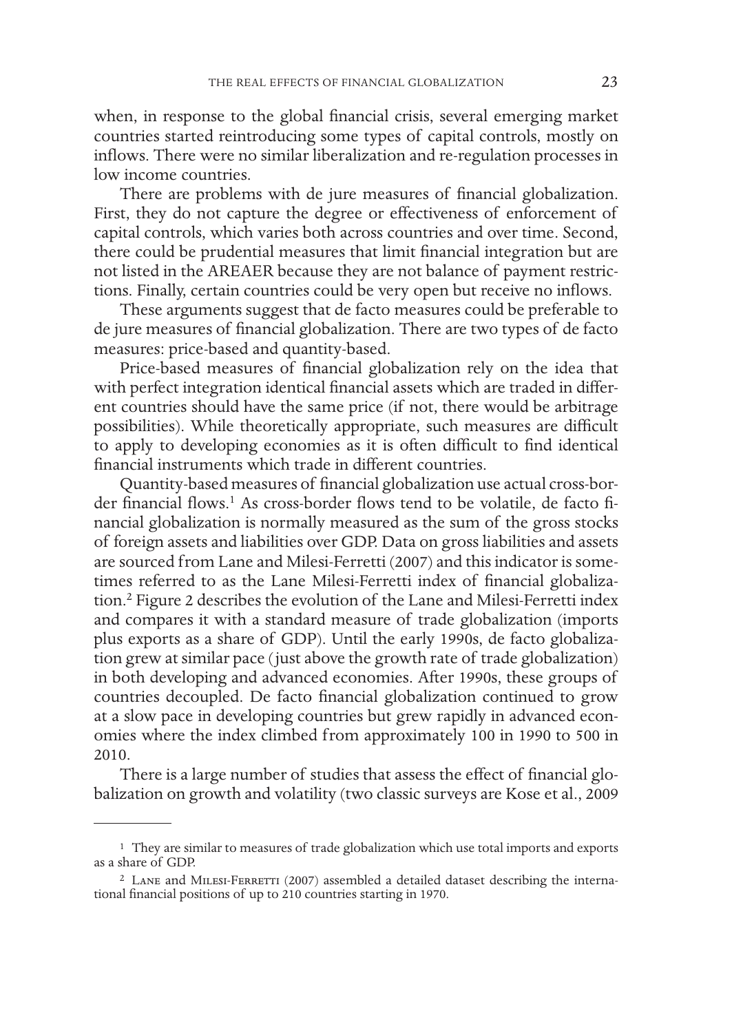when, in response to the global financial crisis, several emerging market countries started reintroducing some types of capital controls, mostly on inflows. There were no similar liberalization and re-regulation processes in low income countries.

There are problems with de jure measures of financial globalization. First, they do not capture the degree or effectiveness of enforcement of capital controls, which varies both across countries and over time. Second, there could be prudential measures that limit financial integration but are not listed in the AREAER because they are not balance of payment restrictions. Finally, certain countries could be very open but receive no inflows.

These arguments suggest that de facto measures could be preferable to de jure measures of financial globalization. There are two types of de facto measures: price-based and quantity-based.

Price-based measures of financial globalization rely on the idea that with perfect integration identical financial assets which are traded in different countries should have the same price (if not, there would be arbitrage possibilities). While theoretically appropriate, such measures are difficult to apply to developing economies as it is often difficult to find identical financial instruments which trade in different countries.

Quantity-based measures of financial globalization use actual cross-border financial flows.[1] As cross-border flows tend to be volatile, de facto financial globalization is normally measured as the sum of the gross stocks of foreign assets and liabilities over GDP. Data on gross liabilities and assets are sourced from Lane and Milesi-Ferretti (2007) and this indicator is sometimes referred to as the Lane Milesi-Ferretti index of financial globalization.[2] Figure 2 describes the evolution of the Lane and Milesi-Ferretti index and compares it with a standard measure of trade globalization (imports plus exports as a share of GDP). Until the early 1990s, de facto globalization grew at similar pace (just above the growth rate of trade globalization) in both developing and advanced economies. After 1990s, these groups of countries decoupled. De facto financial globalization continued to grow at a slow pace in developing countries but grew rapidly in advanced economies where the index climbed from approximately 100 in 1990 to 500 in 2010.

There is a large number of studies that assess the effect of financial globalization on growth and volatility (two classic surveys are Kose et al., 2009

---

[1] They are similar to measures of trade globalization which use total imports and exports as a share of GDP.

[2] Lane and Milesi-Ferretti (2007) assembled a detailed dataset describing the international financial positions of up to 210 countries starting in 1970.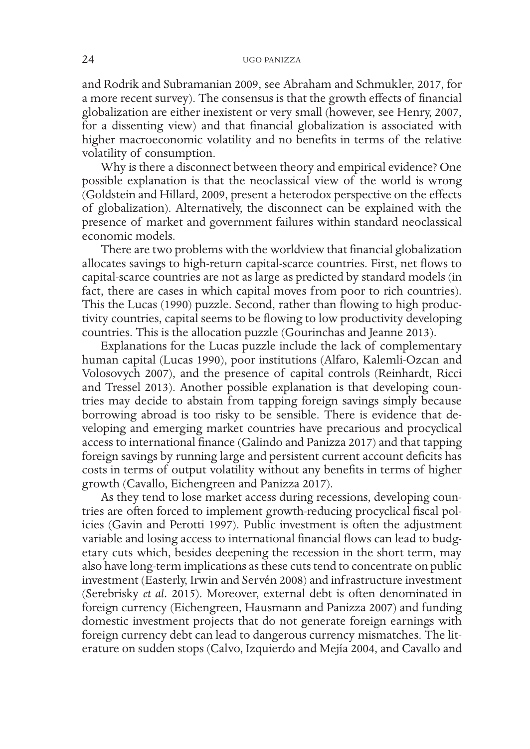and Rodrik and Subramanian 2009, see Abraham and Schmukler, 2017, for a more recent survey). The consensus is that the growth effects of financial globalization are either inexistent or very small (however, see Henry, 2007, for a dissenting view) and that financial globalization is associated with higher macroeconomic volatility and no benefits in terms of the relative volatility of consumption.

Why is there a disconnect between theory and empirical evidence? One possible explanation is that the neoclassical view of the world is wrong (Goldstein and Hillard, 2009, present a heterodox perspective on the effects of globalization). Alternatively, the disconnect can be explained with the presence of market and government failures within standard neoclassical economic models.

There are two problems with the worldview that financial globalization allocates savings to high-return capital-scarce countries. First, net flows to capital-scarce countries are not as large as predicted by standard models (in fact, there are cases in which capital moves from poor to rich countries). This the Lucas (1990) puzzle. Second, rather than flowing to high productivity countries, capital seems to be flowing to low productivity developing countries. This is the allocation puzzle (Gourinchas and Jeanne 2013).

Explanations for the Lucas puzzle include the lack of complementary human capital (Lucas 1990), poor institutions (Alfaro, Kalemli-Ozcan and Volosovych 2007), and the presence of capital controls (Reinhardt, Ricci and Tressel 2013). Another possible explanation is that developing countries may decide to abstain from tapping foreign savings simply because borrowing abroad is too risky to be sensible. There is evidence that developing and emerging market countries have precarious and procyclical access to international finance (Galindo and Panizza 2017) and that tapping foreign savings by running large and persistent current account deficits has costs in terms of output volatility without any benefits in terms of higher growth (Cavallo, Eichengreen and Panizza 2017).

As they tend to lose market access during recessions, developing countries are often forced to implement growth-reducing procyclical fiscal policies (Gavin and Perotti 1997). Public investment is often the adjustment variable and losing access to international financial flows can lead to budgetary cuts which, besides deepening the recession in the short term, may also have long-term implications as these cuts tend to concentrate on public investment (Easterly, Irwin and Servén 2008) and infrastructure investment (Serebrisky *et al.* 2015). Moreover, external debt is often denominated in foreign currency (Eichengreen, Hausmann and Panizza 2007) and funding domestic investment projects that do not generate foreign earnings with foreign currency debt can lead to dangerous currency mismatches. The literature on sudden stops (Calvo, Izquierdo and Mejía 2004, and Cavallo and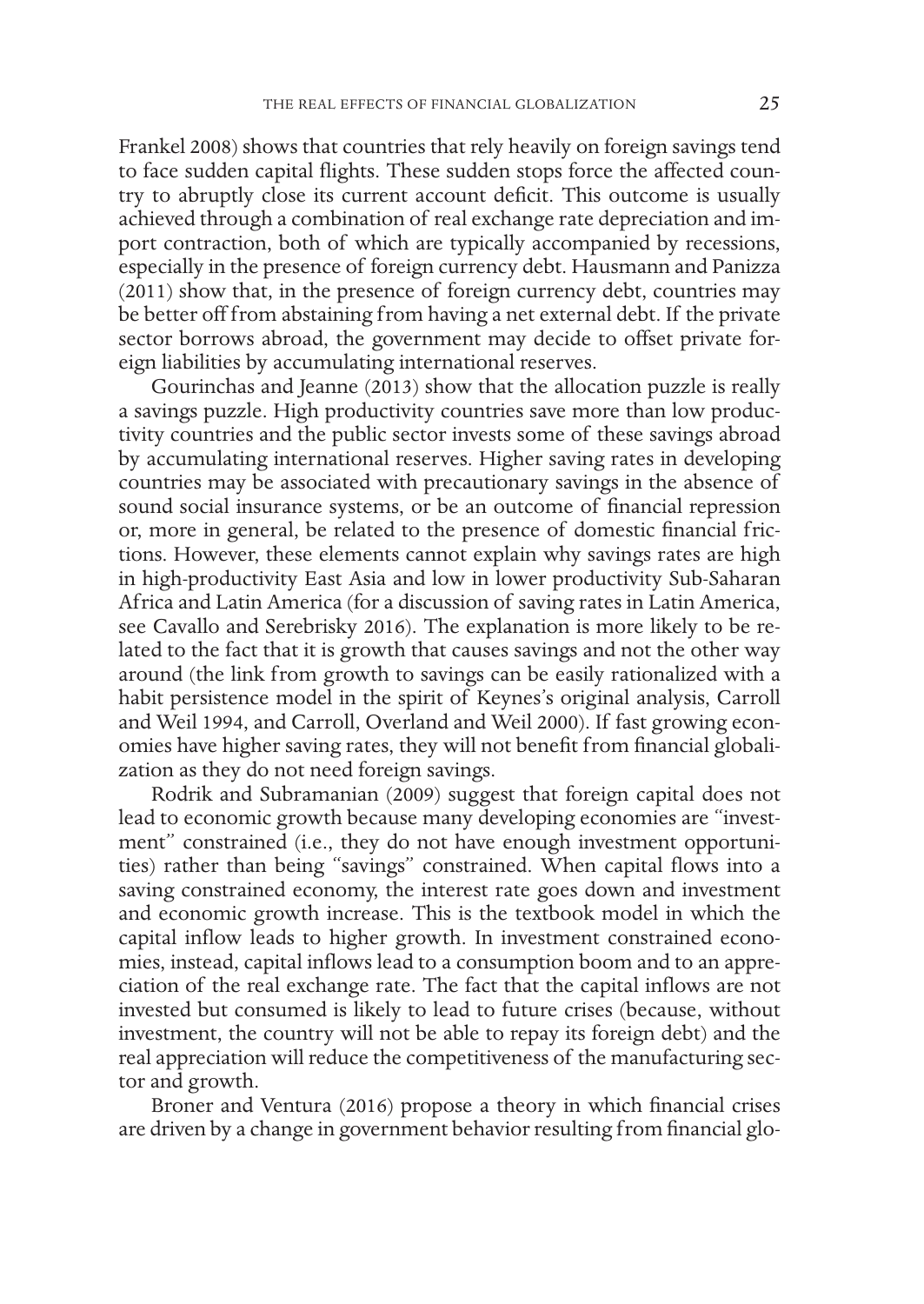Frankel 2008) shows that countries that rely heavily on foreign savings tend to face sudden capital flights. These sudden stops force the affected country to abruptly close its current account deficit. This outcome is usually achieved through a combination of real exchange rate depreciation and import contraction, both of which are typically accompanied by recessions, especially in the presence of foreign currency debt. Hausmann and Panizza (2011) show that, in the presence of foreign currency debt, countries may be better off from abstaining from having a net external debt. If the private sector borrows abroad, the government may decide to offset private foreign liabilities by accumulating international reserves.

Gourinchas and Jeanne (2013) show that the allocation puzzle is really a savings puzzle. High productivity countries save more than low productivity countries and the public sector invests some of these savings abroad by accumulating international reserves. Higher saving rates in developing countries may be associated with precautionary savings in the absence of sound social insurance systems, or be an outcome of financial repression or, more in general, be related to the presence of domestic financial frictions. However, these elements cannot explain why savings rates are high in high-productivity East Asia and low in lower productivity Sub-Saharan Africa and Latin America (for a discussion of saving rates in Latin America, see Cavallo and Serebrisky 2016). The explanation is more likely to be related to the fact that it is growth that causes savings and not the other way around (the link from growth to savings can be easily rationalized with a habit persistence model in the spirit of Keynes's original analysis, Carroll and Weil 1994, and Carroll, Overland and Weil 2000). If fast growing economies have higher saving rates, they will not benefit from financial globalization as they do not need foreign savings.

Rodrik and Subramanian (2009) suggest that foreign capital does not lead to economic growth because many developing economies are "investment" constrained (i.e., they do not have enough investment opportunities) rather than being "savings" constrained. When capital flows into a saving constrained economy, the interest rate goes down and investment and economic growth increase. This is the textbook model in which the capital inflow leads to higher growth. In investment constrained economies, instead, capital inflows lead to a consumption boom and to an appreciation of the real exchange rate. The fact that the capital inflows are not invested but consumed is likely to lead to future crises (because, without investment, the country will not be able to repay its foreign debt) and the real appreciation will reduce the competitiveness of the manufacturing sector and growth.

Broner and Ventura (2016) propose a theory in which financial crises are driven by a change in government behavior resulting from financial glo-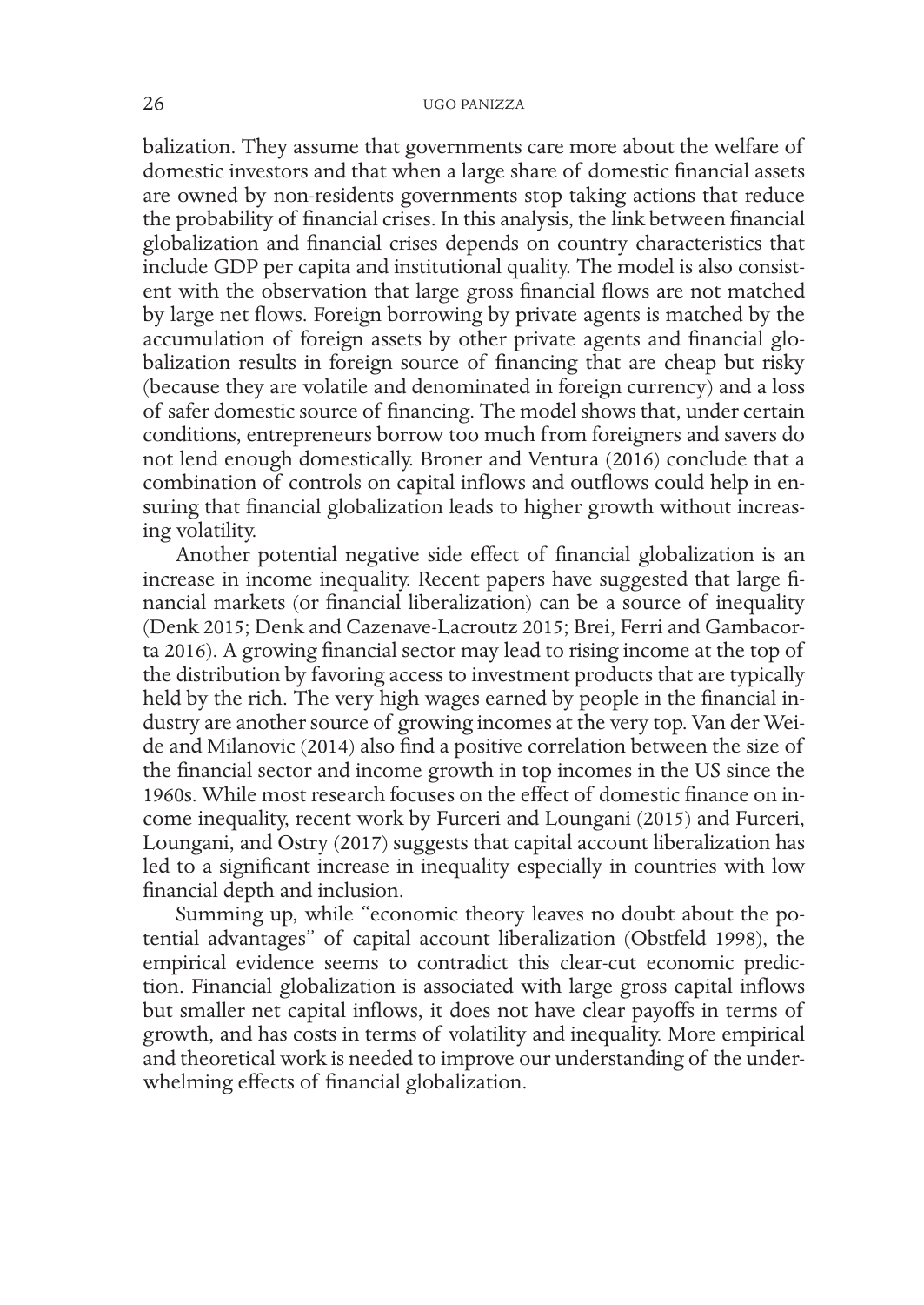balization. They assume that governments care more about the welfare of domestic investors and that when a large share of domestic financial assets are owned by non-residents governments stop taking actions that reduce the probability of financial crises. In this analysis, the link between financial globalization and financial crises depends on country characteristics that include GDP per capita and institutional quality. The model is also consistent with the observation that large gross financial flows are not matched by large net flows. Foreign borrowing by private agents is matched by the accumulation of foreign assets by other private agents and financial globalization results in foreign source of financing that are cheap but risky (because they are volatile and denominated in foreign currency) and a loss of safer domestic source of financing. The model shows that, under certain conditions, entrepreneurs borrow too much from foreigners and savers do not lend enough domestically. Broner and Ventura (2016) conclude that a combination of controls on capital inflows and outflows could help in ensuring that financial globalization leads to higher growth without increasing volatility.

Another potential negative side effect of financial globalization is an increase in income inequality. Recent papers have suggested that large financial markets (or financial liberalization) can be a source of inequality (Denk 2015; Denk and Cazenave-Lacroutz 2015; Brei, Ferri and Gambacorta 2016). A growing financial sector may lead to rising income at the top of the distribution by favoring access to investment products that are typically held by the rich. The very high wages earned by people in the financial industry are another source of growing incomes at the very top. Van der Weide and Milanovic (2014) also find a positive correlation between the size of the financial sector and income growth in top incomes in the US since the 1960s. While most research focuses on the effect of domestic finance on income inequality, recent work by Furceri and Loungani (2015) and Furceri, Loungani, and Ostry (2017) suggests that capital account liberalization has led to a significant increase in inequality especially in countries with low financial depth and inclusion.

Summing up, while "economic theory leaves no doubt about the potential advantages" of capital account liberalization (Obstfeld 1998), the empirical evidence seems to contradict this clear-cut economic prediction. Financial globalization is associated with large gross capital inflows but smaller net capital inflows, it does not have clear payoffs in terms of growth, and has costs in terms of volatility and inequality. More empirical and theoretical work is needed to improve our understanding of the underwhelming effects of financial globalization.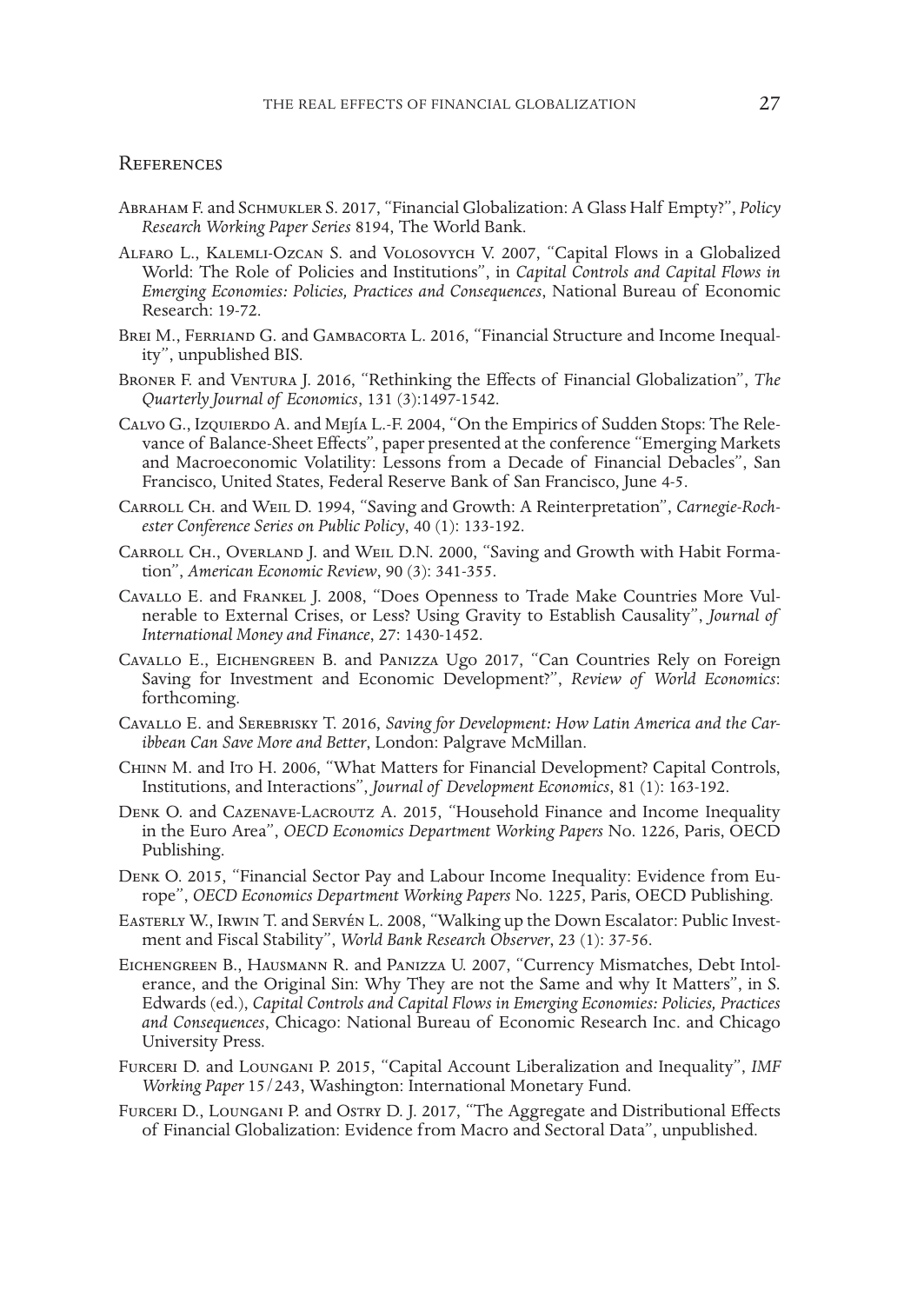## References

Abraham F. and Schmukler S. 2017, "Financial Globalization: A Glass Half Empty?", *Policy Research Working Paper Series* 8194, The World Bank.

Alfaro L., Kalemli-Ozcan S. and Volosovych V. 2007, "Capital Flows in a Globalized World: The Role of Policies and Institutions", in *Capital Controls and Capital Flows in Emerging Economies: Policies, Practices and Consequences*, National Bureau of Economic Research: 19-72.

Brei M., Ferriand G. and Gambacorta L. 2016, "Financial Structure and Income Inequality", unpublished BIS.

Broner F. and Ventura J. 2016, "Rethinking the Effects of Financial Globalization", *The Quarterly Journal of Economics*, 131 (3):1497-1542.

Calvo G., Izquierdo A. and Mejía L.-F. 2004, "On the Empirics of Sudden Stops: The Relevance of Balance-Sheet Effects", paper presented at the conference "Emerging Markets and Macroeconomic Volatility: Lessons from a Decade of Financial Debacles", San Francisco, United States, Federal Reserve Bank of San Francisco, June 4-5.

Carroll Ch. and Weil D. 1994, "Saving and Growth: A Reinterpretation", *Carnegie-Rochester Conference Series on Public Policy*, 40 (1): 133-192.

Carroll Ch., Overland J. and Weil D.N. 2000, "Saving and Growth with Habit Formation", *American Economic Review*, 90 (3): 341-355.

Cavallo E. and Frankel J. 2008, "Does Openness to Trade Make Countries More Vulnerable to External Crises, or Less? Using Gravity to Establish Causality", *Journal of International Money and Finance*, 27: 1430-1452.

Cavallo E., Eichengreen B. and Panizza Ugo 2017, "Can Countries Rely on Foreign Saving for Investment and Economic Development?", *Review of World Economics*: forthcoming.

Cavallo E. and Serebrisky T. 2016, *Saving for Development: How Latin America and the Caribbean Can Save More and Better*, London: Palgrave McMillan.

Chinn M. and Ito H. 2006, "What Matters for Financial Development? Capital Controls, Institutions, and Interactions", *Journal of Development Economics*, 81 (1): 163-192.

Denk O. and Cazenave-Lacroutz A. 2015, "Household Finance and Income Inequality in the Euro Area", *OECD Economics Department Working Papers* No. 1226, Paris, OECD Publishing.

Denk O. 2015, "Financial Sector Pay and Labour Income Inequality: Evidence from Europe", *OECD Economics Department Working Papers* No. 1225, Paris, OECD Publishing.

Easterly W., Irwin T. and Servén L. 2008, "Walking up the Down Escalator: Public Investment and Fiscal Stability", *World Bank Research Observer*, 23 (1): 37-56.

Eichengreen B., Hausmann R. and Panizza U. 2007, "Currency Mismatches, Debt Intolerance, and the Original Sin: Why They are not the Same and why It Matters", in S. Edwards (ed.), *Capital Controls and Capital Flows in Emerging Economies: Policies, Practices and Consequences*, Chicago: National Bureau of Economic Research Inc. and Chicago University Press.

Furceri D. and Loungani P. 2015, "Capital Account Liberalization and Inequality", *IMF Working Paper* 15/243, Washington: International Monetary Fund.

Furceri D., Loungani P. and Ostry D. J. 2017, "The Aggregate and Distributional Effects of Financial Globalization: Evidence from Macro and Sectoral Data", unpublished.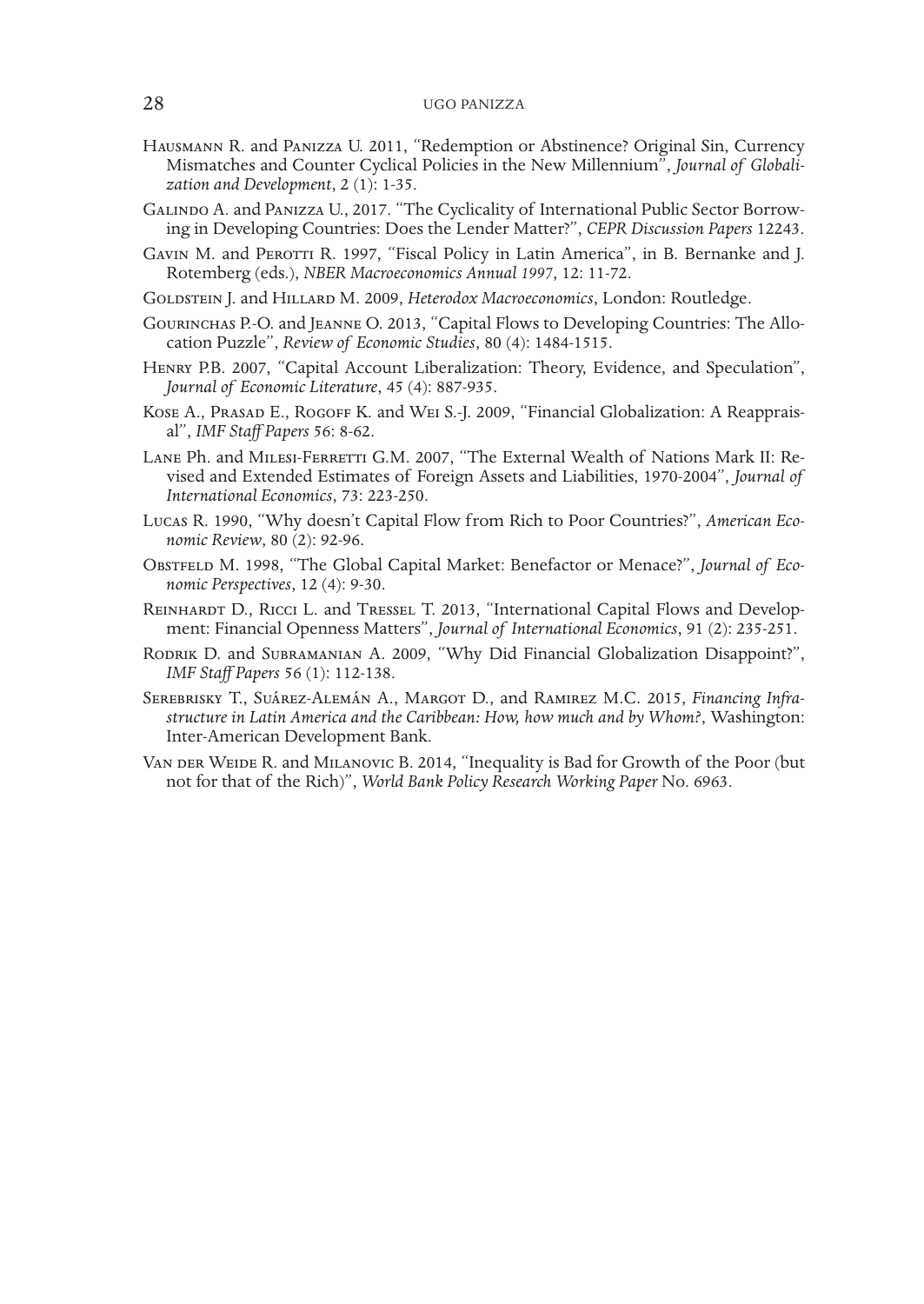Hausmann R. and Panizza U. 2011, "Redemption or Abstinence? Original Sin, Currency Mismatches and Counter Cyclical Policies in the New Millennium", *Journal of Globalization and Development*, 2 (1): 1-35.

Galindo A. and Panizza U., 2017. "The Cyclicality of International Public Sector Borrowing in Developing Countries: Does the Lender Matter?", *CEPR Discussion Papers* 12243.

Gavin M. and Perotti R. 1997, "Fiscal Policy in Latin America", in B. Bernanke and J. Rotemberg (eds.), *NBER Macroeconomics Annual 1997*, 12: 11-72.

Goldstein J. and Hillard M. 2009, *Heterodox Macroeconomics*, London: Routledge.

Gourinchas P.-O. and Jeanne O. 2013, "Capital Flows to Developing Countries: The Allocation Puzzle", *Review of Economic Studies*, 80 (4): 1484-1515.

Henry P.B. 2007, "Capital Account Liberalization: Theory, Evidence, and Speculation", *Journal of Economic Literature*, 45 (4): 887-935.

Kose A., Prasad E., Rogoff K. and Wei S.-J. 2009, "Financial Globalization: A Reappraisal", *IMF Staff Papers* 56: 8-62.

Lane Ph. and Milesi-Ferretti G.M. 2007, "The External Wealth of Nations Mark II: Revised and Extended Estimates of Foreign Assets and Liabilities, 1970-2004", *Journal of International Economics*, 73: 223-250.

Lucas R. 1990, "Why doesn't Capital Flow from Rich to Poor Countries?", *American Economic Review*, 80 (2): 92-96.

Obstfeld M. 1998, "The Global Capital Market: Benefactor or Menace?", *Journal of Economic Perspectives*, 12 (4): 9-30.

Reinhardt D., Ricci L. and Tressel T. 2013, "International Capital Flows and Development: Financial Openness Matters", *Journal of International Economics*, 91 (2): 235-251.

Rodrik D. and Subramanian A. 2009, "Why Did Financial Globalization Disappoint?", *IMF Staff Papers* 56 (1): 112-138.

Serebrisky T., Suárez-Alemán A., Margot D., and Ramirez M.C. 2015, *Financing Infrastructure in Latin America and the Caribbean: How, how much and by Whom?*, Washington: Inter-American Development Bank.

Van der Weide R. and Milanovic B. 2014, "Inequality is Bad for Growth of the Poor (but not for that of the Rich)", *World Bank Policy Research Working Paper* No. 6963.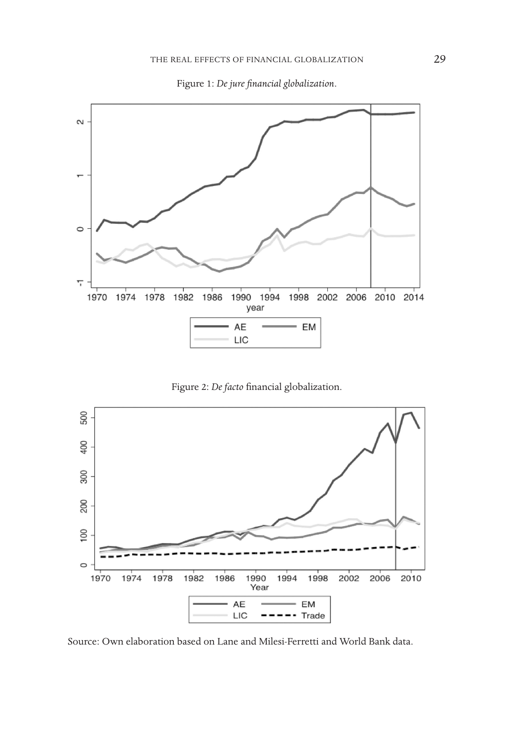Figure 1: *De jure financial globalization*.

2
1
0
-1
1970 1974 1978 1982 1986 1990 1994 1998 2002 2006 2010 2014
year
AE
EM
LIC

Figure 2: *De facto* financial globalization.

500
400
300
200
100
0
1970 1974 1978 1982 1986 1990 1994 1998 2002 2006 2010
Year
AE
EM
LIC
Trade

Source: Own elaboration based on Lane and Milesi-Ferretti and World Bank data.